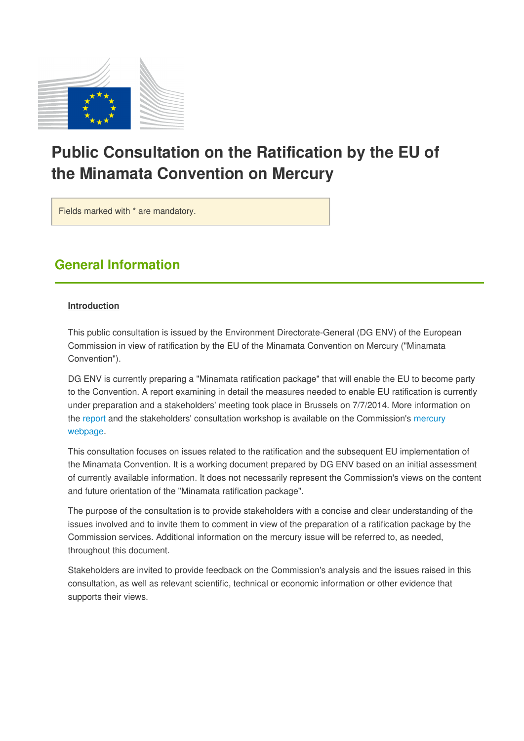# Public Consultation on the Ratification by the EU of the Minamata Convention on Mercury

Fields marked with * are mandatory.

## General Information

### Introduction

This public consultation is issued by the Environment Directorate-General (DG ENV) of the European Commission in view of ratification by the EU of the Minamata Convention on Mercury ("Minamata Convention").

DG ENV is currently preparing a "Minamata ratification package" that will enable the EU to become party to the Convention. A report examining in detail the measures needed to enable EU ratification is currently under preparation and a stakeholders' meeting took place in Brussels on 7/7/2014. More information on the report and the stakeholders' consultation workshop is available on the Commission's mercury webpage.

This consultation focuses on issues related to the ratification and the subsequent EU implementation of the Minamata Convention. It is a working document prepared by DG ENV based on an initial assessment of currently available information. It does not necessarily represent the Commission's views on the content and future orientation of the "Minamata ratification package".

The purpose of the consultation is to provide stakeholders with a concise and clear understanding of the issues involved and to invite them to comment in view of the preparation of a ratification package by the Commission services. Additional information on the mercury issue will be referred to, as needed, throughout this document.

Stakeholders are invited to provide feedback on the Commission's analysis and the issues raised in this consultation, as well as relevant scientific, technical or economic information or other evidence that supports their views.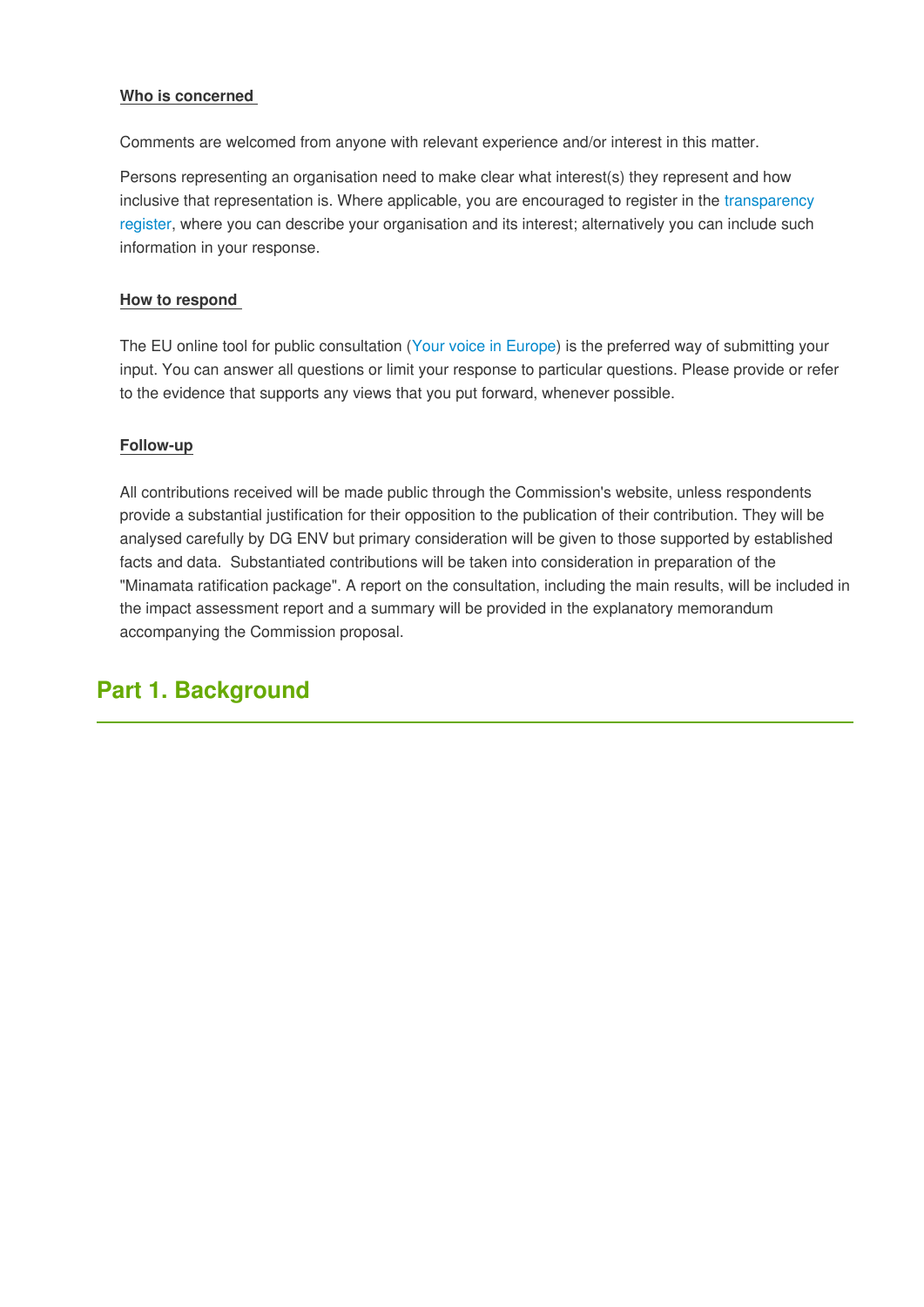**Who is concerned**

Comments are welcomed from anyone with relevant experience and/or interest in this matter.

Persons representing an organisation need to make clear what interest(s) they represent and how inclusive that representation is. Where applicable, you are encouraged to register in the transparency register, where you can describe your organisation and its interest; alternatively you can include such information in your response.

**How to respond**

The EU online tool for public consultation (Your voice in Europe) is the preferred way of submitting your input. You can answer all questions or limit your response to particular questions. Please provide or refer to the evidence that supports any views that you put forward, whenever possible.

**Follow-up**

All contributions received will be made public through the Commission's website, unless respondents provide a substantial justification for their opposition to the publication of their contribution. They will be analysed carefully by DG ENV but primary consideration will be given to those supported by established facts and data. Substantiated contributions will be taken into consideration in preparation of the "Minamata ratification package". A report on the consultation, including the main results, will be included in the impact assessment report and a summary will be provided in the explanatory memorandum accompanying the Commission proposal.

## Part 1. Background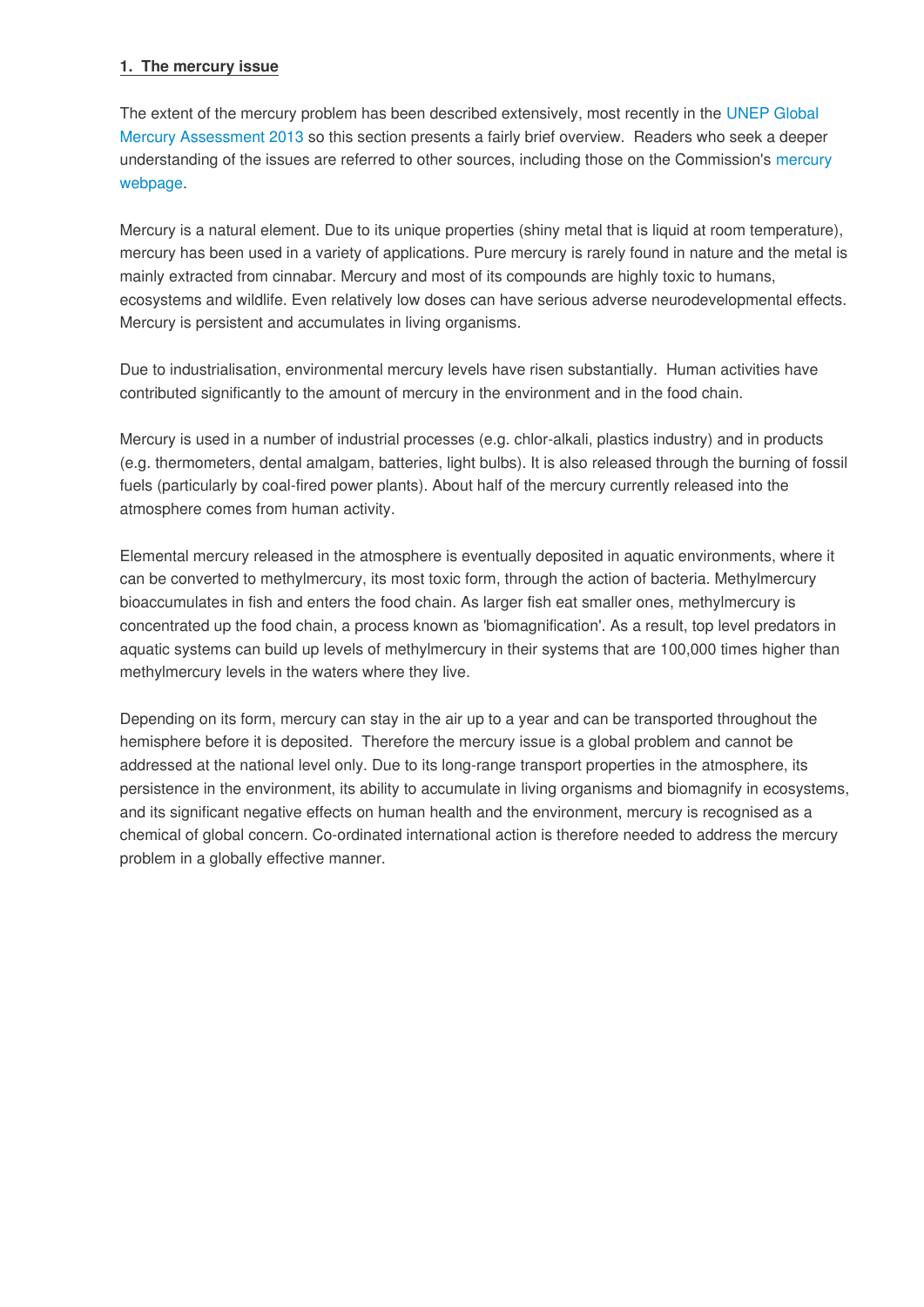## 1. The mercury issue

The extent of the mercury problem has been described extensively, most recently in the UNEP Global Mercury Assessment 2013 so this section presents a fairly brief overview. Readers who seek a deeper understanding of the issues are referred to other sources, including those on the Commission's mercury webpage.

Mercury is a natural element. Due to its unique properties (shiny metal that is liquid at room temperature), mercury has been used in a variety of applications. Pure mercury is rarely found in nature and the metal is mainly extracted from cinnabar. Mercury and most of its compounds are highly toxic to humans, ecosystems and wildlife. Even relatively low doses can have serious adverse neurodevelopmental effects. Mercury is persistent and accumulates in living organisms.

Due to industrialisation, environmental mercury levels have risen substantially. Human activities have contributed significantly to the amount of mercury in the environment and in the food chain.

Mercury is used in a number of industrial processes (e.g. chlor-alkali, plastics industry) and in products (e.g. thermometers, dental amalgam, batteries, light bulbs). It is also released through the burning of fossil fuels (particularly by coal-fired power plants). About half of the mercury currently released into the atmosphere comes from human activity.

Elemental mercury released in the atmosphere is eventually deposited in aquatic environments, where it can be converted to methylmercury, its most toxic form, through the action of bacteria. Methylmercury bioaccumulates in fish and enters the food chain. As larger fish eat smaller ones, methylmercury is concentrated up the food chain, a process known as 'biomagnification'. As a result, top level predators in aquatic systems can build up levels of methylmercury in their systems that are 100,000 times higher than methylmercury levels in the waters where they live.

Depending on its form, mercury can stay in the air up to a year and can be transported throughout the hemisphere before it is deposited. Therefore the mercury issue is a global problem and cannot be addressed at the national level only. Due to its long-range transport properties in the atmosphere, its persistence in the environment, its ability to accumulate in living organisms and biomagnify in ecosystems, and its significant negative effects on human health and the environment, mercury is recognised as a chemical of global concern. Co-ordinated international action is therefore needed to address the mercury problem in a globally effective manner.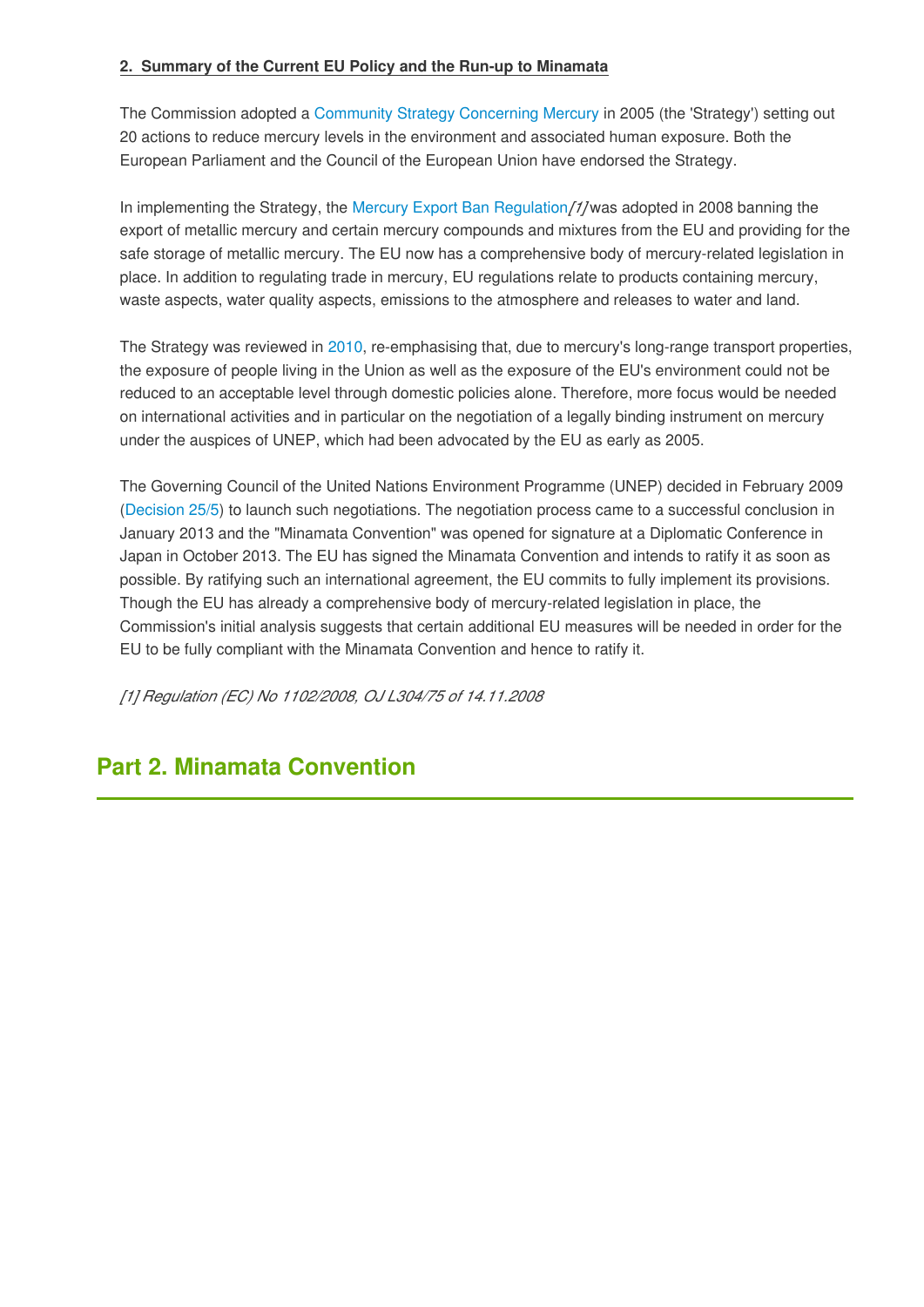**2. Summary of the Current EU Policy and the Run-up to Minamata**

The Commission adopted a Community Strategy Concerning Mercury in 2005 (the 'Strategy') setting out 20 actions to reduce mercury levels in the environment and associated human exposure. Both the European Parliament and the Council of the European Union have endorsed the Strategy.

In implementing the Strategy, the Mercury Export Ban Regulation*[1]* was adopted in 2008 banning the export of metallic mercury and certain mercury compounds and mixtures from the EU and providing for the safe storage of metallic mercury. The EU now has a comprehensive body of mercury-related legislation in place. In addition to regulating trade in mercury, EU regulations relate to products containing mercury, waste aspects, water quality aspects, emissions to the atmosphere and releases to water and land.

The Strategy was reviewed in 2010, re-emphasising that, due to mercury's long-range transport properties, the exposure of people living in the Union as well as the exposure of the EU's environment could not be reduced to an acceptable level through domestic policies alone. Therefore, more focus would be needed on international activities and in particular on the negotiation of a legally binding instrument on mercury under the auspices of UNEP, which had been advocated by the EU as early as 2005.

The Governing Council of the United Nations Environment Programme (UNEP) decided in February 2009 (Decision 25/5) to launch such negotiations. The negotiation process came to a successful conclusion in January 2013 and the "Minamata Convention" was opened for signature at a Diplomatic Conference in Japan in October 2013. The EU has signed the Minamata Convention and intends to ratify it as soon as possible. By ratifying such an international agreement, the EU commits to fully implement its provisions. Though the EU has already a comprehensive body of mercury-related legislation in place, the Commission's initial analysis suggests that certain additional EU measures will be needed in order for the EU to be fully compliant with the Minamata Convention and hence to ratify it.

*[1] Regulation (EC) No 1102/2008, OJ L304/75 of 14.11.2008*

## Part 2. Minamata Convention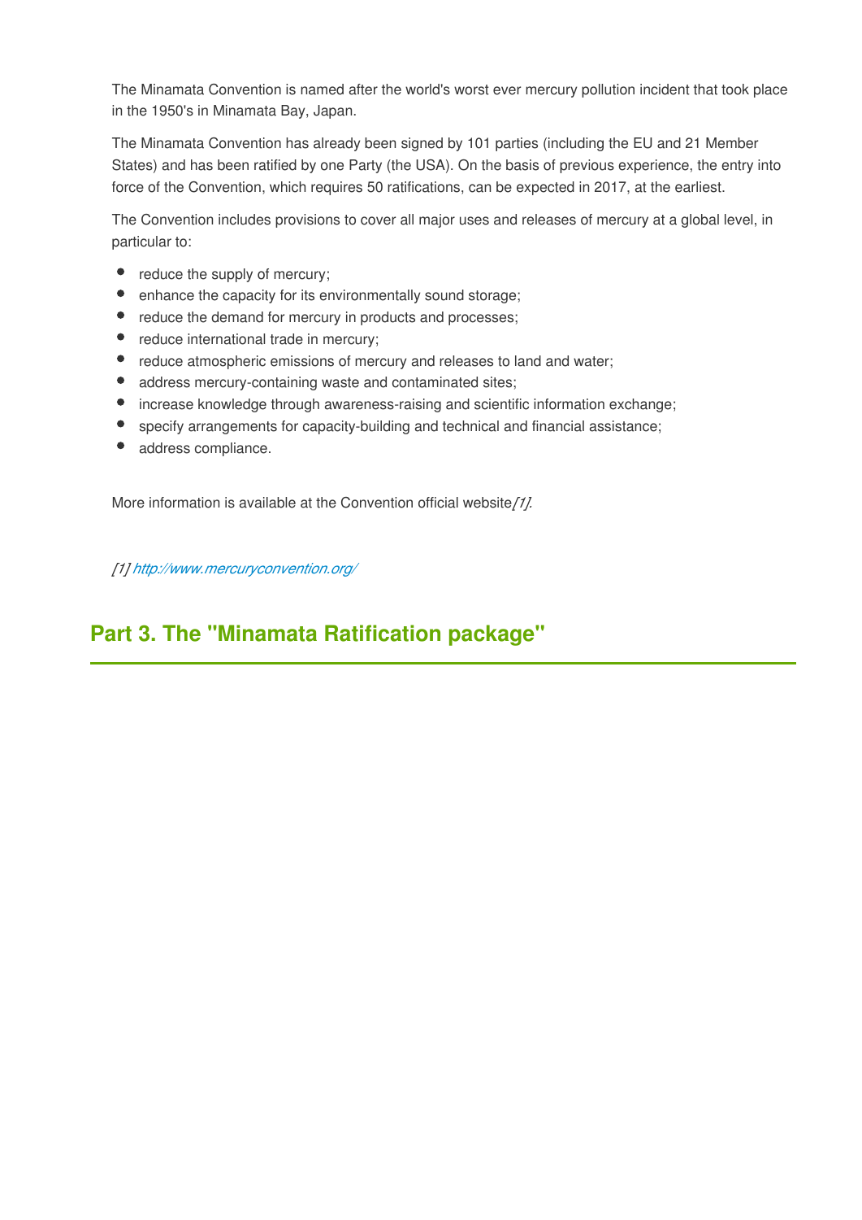The Minamata Convention is named after the world's worst ever mercury pollution incident that took place in the 1950's in Minamata Bay, Japan.

The Minamata Convention has already been signed by 101 parties (including the EU and 21 Member States) and has been ratified by one Party (the USA). On the basis of previous experience, the entry into force of the Convention, which requires 50 ratifications, can be expected in 2017, at the earliest.

The Convention includes provisions to cover all major uses and releases of mercury at a global level, in particular to:

- reduce the supply of mercury;
- enhance the capacity for its environmentally sound storage;
- reduce the demand for mercury in products and processes;
- reduce international trade in mercury;
- reduce atmospheric emissions of mercury and releases to land and water;
- address mercury-containing waste and contaminated sites;
- increase knowledge through awareness-raising and scientific information exchange;
- specify arrangements for capacity-building and technical and financial assistance;
- address compliance.

More information is available at the Convention official website*[1]*.

*[1] http://www.mercuryconvention.org/*

## Part 3. The "Minamata Ratification package"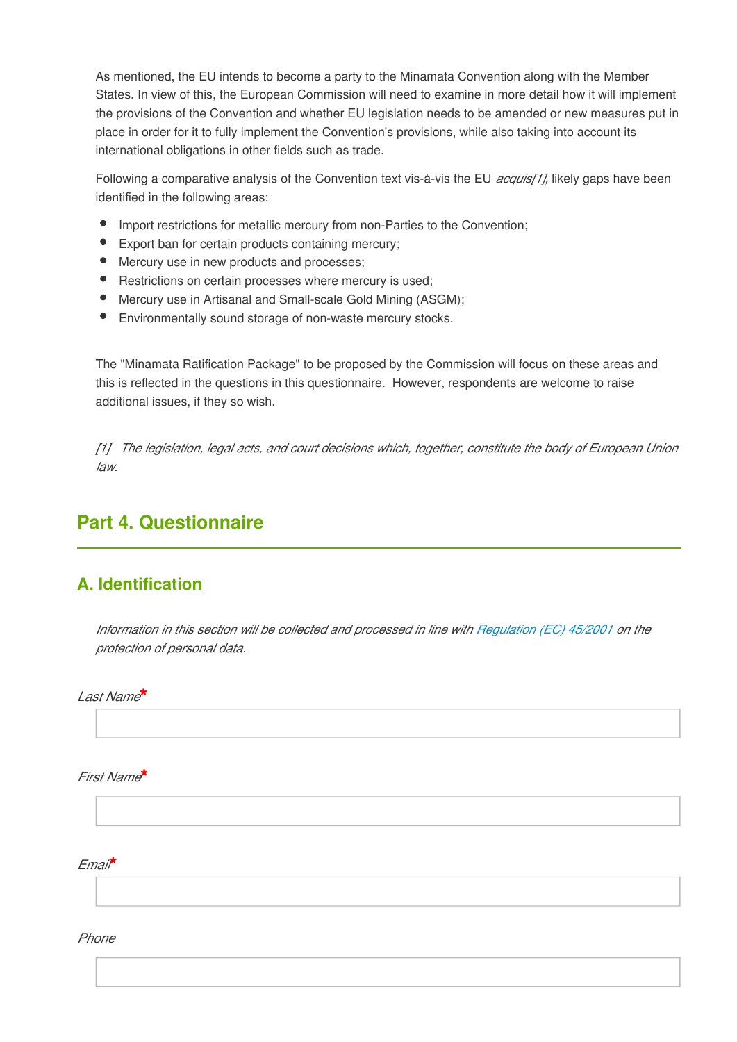As mentioned, the EU intends to become a party to the Minamata Convention along with the Member States. In view of this, the European Commission will need to examine in more detail how it will implement the provisions of the Convention and whether EU legislation needs to be amended or new measures put in place in order for it to fully implement the Convention's provisions, while also taking into account its international obligations in other fields such as trade.

Following a comparative analysis of the Convention text vis-à-vis the EU *acquis[1]*, likely gaps have been identified in the following areas:

- Import restrictions for metallic mercury from non-Parties to the Convention;
- Export ban for certain products containing mercury;
- Mercury use in new products and processes;
- Restrictions on certain processes where mercury is used;
- Mercury use in Artisanal and Small-scale Gold Mining (ASGM);
- Environmentally sound storage of non-waste mercury stocks.

The "Minamata Ratification Package" to be proposed by the Commission will focus on these areas and this is reflected in the questions in this questionnaire. However, respondents are welcome to raise additional issues, if they so wish.

*[1] The legislation, legal acts, and court decisions which, together, constitute the body of European Union law.*

## Part 4. Questionnaire

### A. Identification

*Information in this section will be collected and processed in line with Regulation (EC) 45/2001 on the protection of personal data.*

*Last Name**

*First Name**

*Email**

*Phone*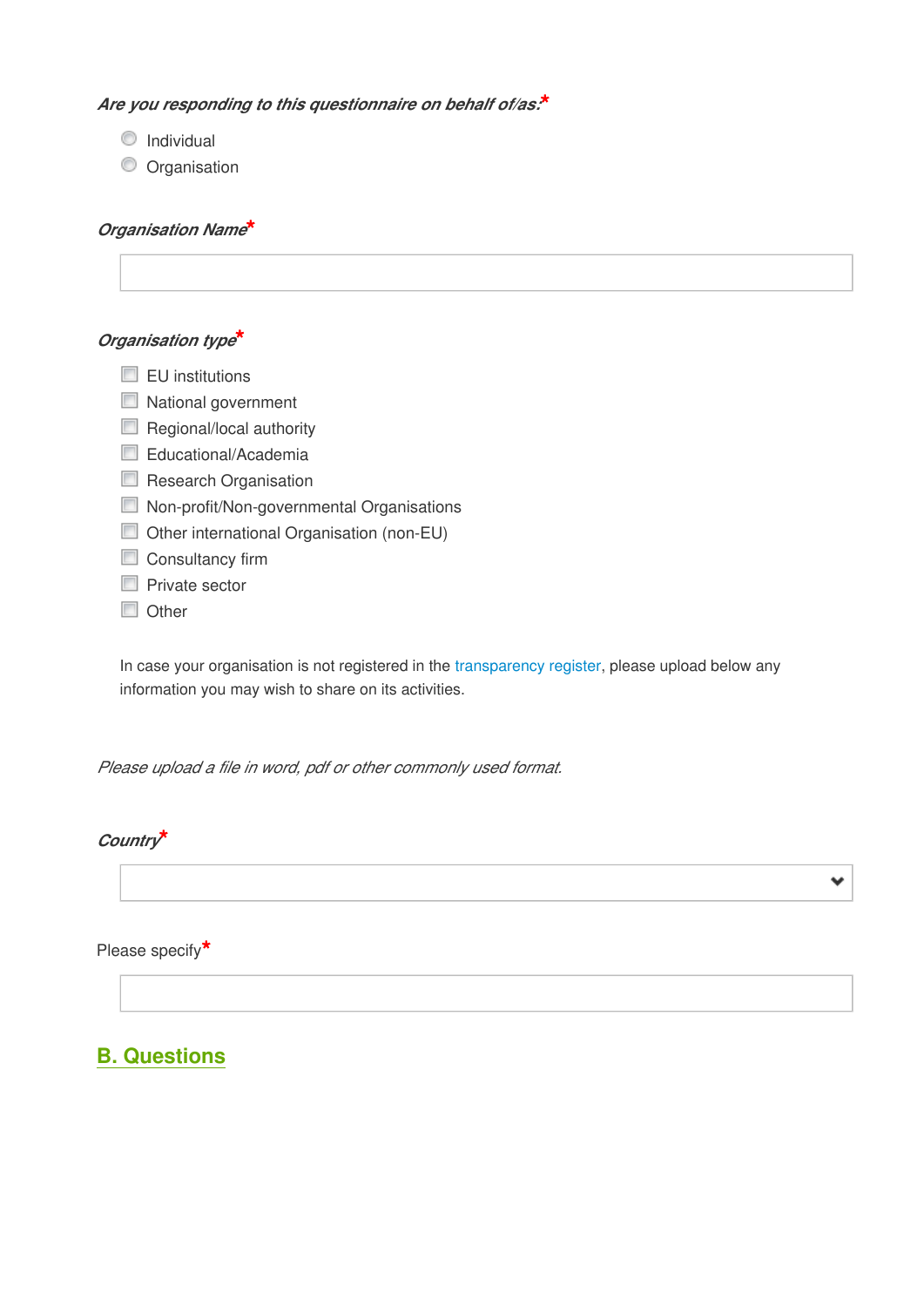*Are you responding to this questionnaire on behalf of/as:** 

- Individual
- Organisation

*Organisation Name** 

*Organisation type** 

- EU institutions
- National government
- Regional/local authority
- Educational/Academia
- Research Organisation
- Non-profit/Non-governmental Organisations
- Other international Organisation (non-EU)
- Consultancy firm
- Private sector
- Other

In case your organisation is not registered in the transparency register, please upload below any information you may wish to share on its activities.

*Please upload a file in word, pdf or other commonly used format.*

*Country** 

Please specify*

## B. Questions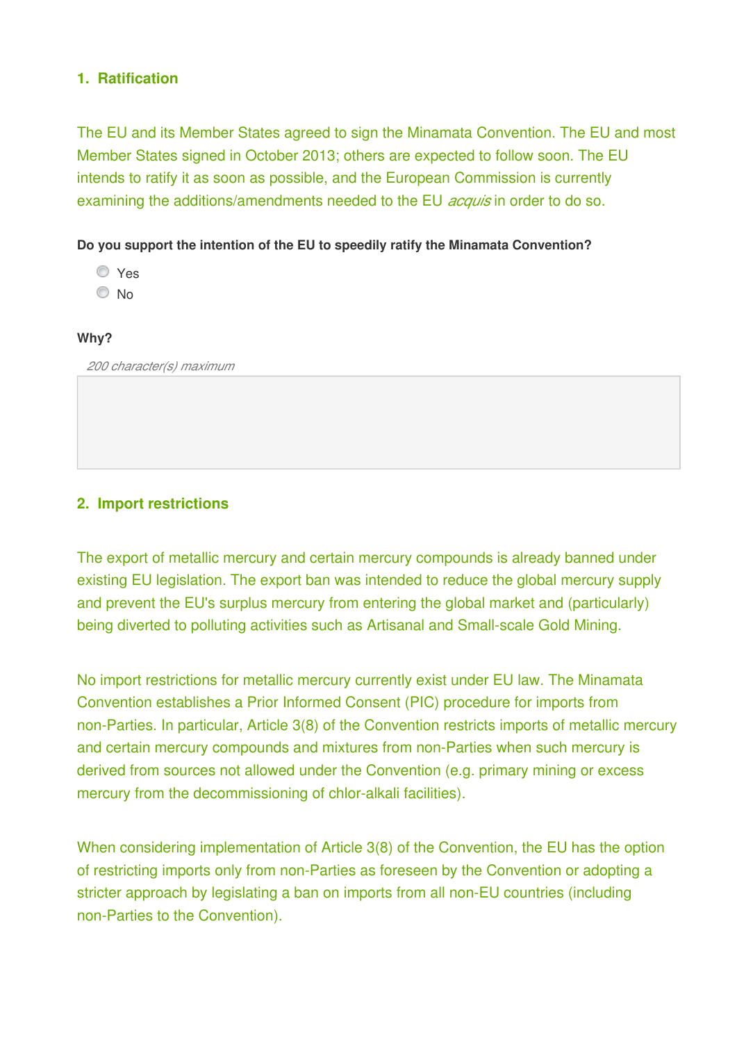## 1. Ratification

The EU and its Member States agreed to sign the Minamata Convention. The EU and most Member States signed in October 2013; others are expected to follow soon. The EU intends to ratify it as soon as possible, and the European Commission is currently examining the additions/amendments needed to the EU *acquis* in order to do so.

**Do you support the intention of the EU to speedily ratify the Minamata Convention?**

- Yes
- No

**Why?**

*200 character(s) maximum*

## 2. Import restrictions

The export of metallic mercury and certain mercury compounds is already banned under existing EU legislation. The export ban was intended to reduce the global mercury supply and prevent the EU's surplus mercury from entering the global market and (particularly) being diverted to polluting activities such as Artisanal and Small-scale Gold Mining.

No import restrictions for metallic mercury currently exist under EU law. The Minamata Convention establishes a Prior Informed Consent (PIC) procedure for imports from non-Parties. In particular, Article 3(8) of the Convention restricts imports of metallic mercury and certain mercury compounds and mixtures from non-Parties when such mercury is derived from sources not allowed under the Convention (e.g. primary mining or excess mercury from the decommissioning of chlor-alkali facilities).

When considering implementation of Article 3(8) of the Convention, the EU has the option of restricting imports only from non-Parties as foreseen by the Convention or adopting a stricter approach by legislating a ban on imports from all non-EU countries (including non-Parties to the Convention).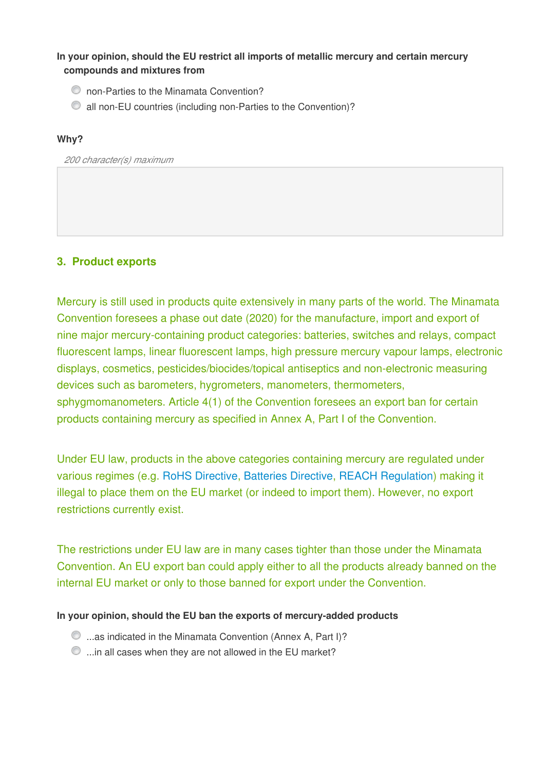**In your opinion, should the EU restrict all imports of metallic mercury and certain mercury compounds and mixtures from**

- non-Parties to the Minamata Convention?
- all non-EU countries (including non-Parties to the Convention)?

**Why?**

*200 character(s) maximum*

## 3. Product exports

Mercury is still used in products quite extensively in many parts of the world. The Minamata Convention foresees a phase out date (2020) for the manufacture, import and export of nine major mercury-containing product categories: batteries, switches and relays, compact fluorescent lamps, linear fluorescent lamps, high pressure mercury vapour lamps, electronic displays, cosmetics, pesticides/biocides/topical antiseptics and non-electronic measuring devices such as barometers, hygrometers, manometers, thermometers, sphygmomanometers. Article 4(1) of the Convention foresees an export ban for certain products containing mercury as specified in Annex A, Part I of the Convention.

Under EU law, products in the above categories containing mercury are regulated under various regimes (e.g. RoHS Directive, Batteries Directive, REACH Regulation) making it illegal to place them on the EU market (or indeed to import them). However, no export restrictions currently exist.

The restrictions under EU law are in many cases tighter than those under the Minamata Convention. An EU export ban could apply either to all the products already banned on the internal EU market or only to those banned for export under the Convention.

**In your opinion, should the EU ban the exports of mercury-added products**

- ...as indicated in the Minamata Convention (Annex A, Part I)?
- ...in all cases when they are not allowed in the EU market?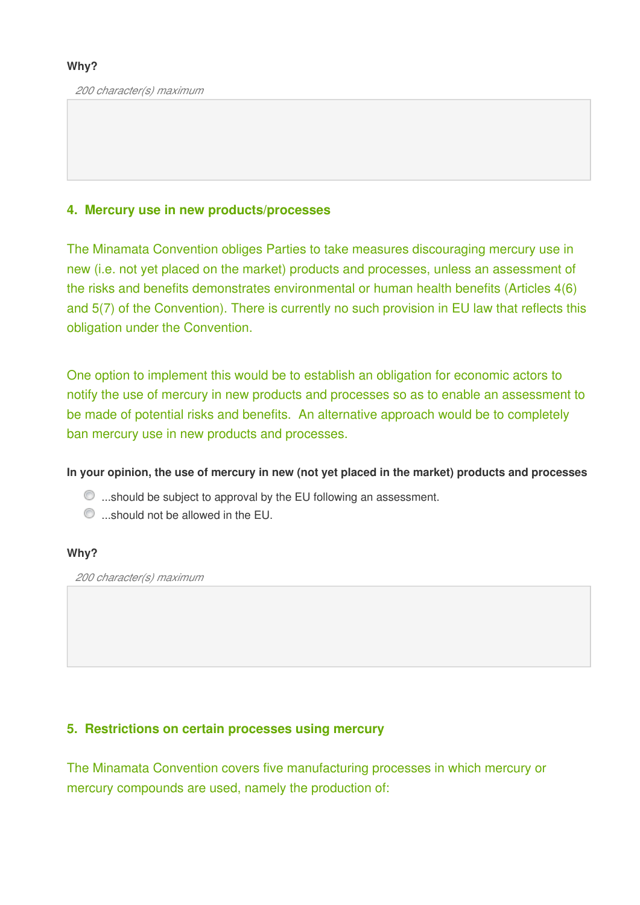**Why?**

*200 character(s) maximum*

## 4. Mercury use in new products/processes

The Minamata Convention obliges Parties to take measures discouraging mercury use in new (i.e. not yet placed on the market) products and processes, unless an assessment of the risks and benefits demonstrates environmental or human health benefits (Articles 4(6) and 5(7) of the Convention). There is currently no such provision in EU law that reflects this obligation under the Convention.

One option to implement this would be to establish an obligation for economic actors to notify the use of mercury in new products and processes so as to enable an assessment to be made of potential risks and benefits. An alternative approach would be to completely ban mercury use in new products and processes.

**In your opinion, the use of mercury in new (not yet placed in the market) products and processes**

- ...should be subject to approval by the EU following an assessment.
- ...should not be allowed in the EU.

**Why?**

*200 character(s) maximum*

## 5. Restrictions on certain processes using mercury

The Minamata Convention covers five manufacturing processes in which mercury or mercury compounds are used, namely the production of: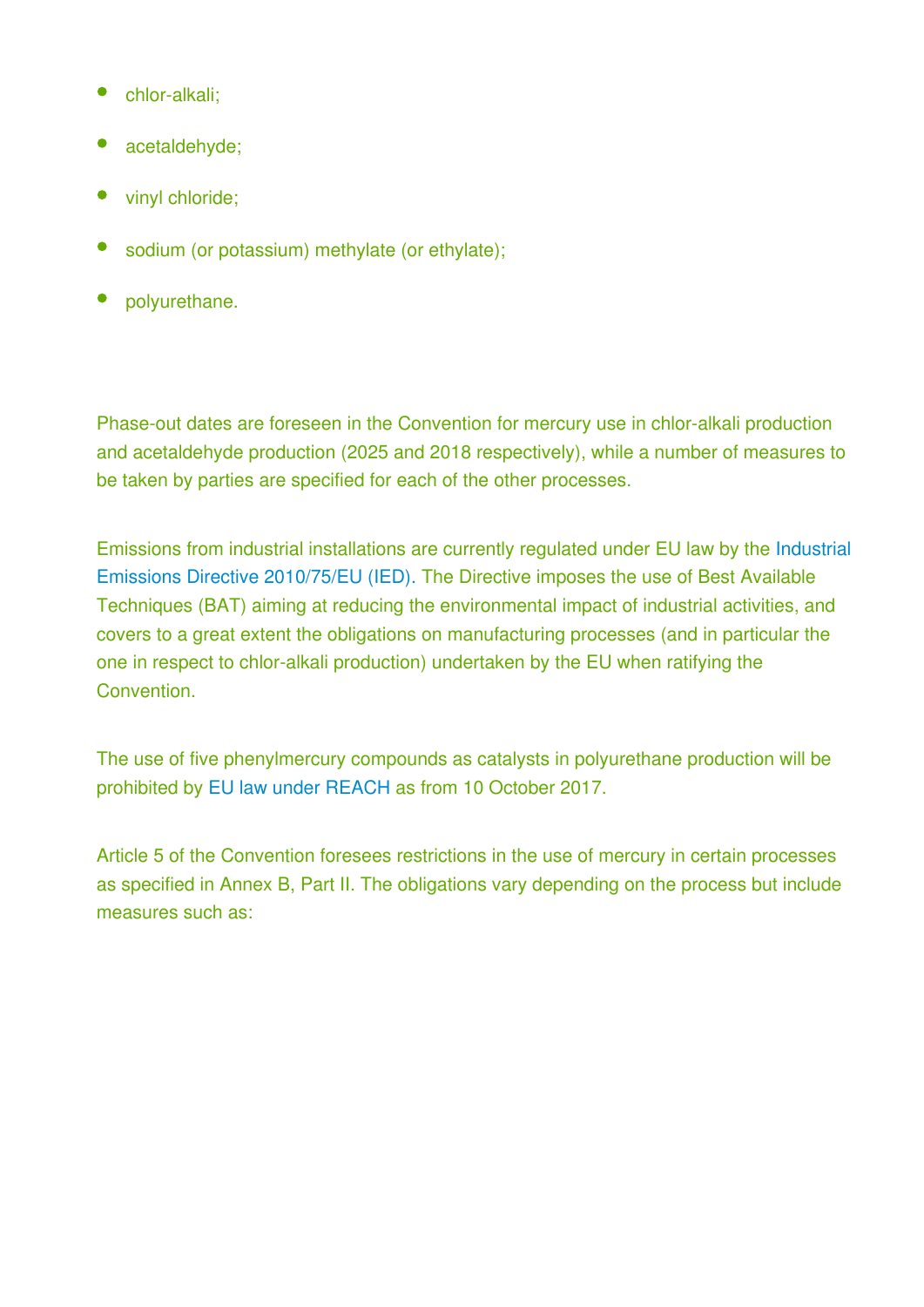- chlor-alkali;
- acetaldehyde;
- vinyl chloride;
- sodium (or potassium) methylate (or ethylate);
- polyurethane.

Phase-out dates are foreseen in the Convention for mercury use in chlor-alkali production and acetaldehyde production (2025 and 2018 respectively), while a number of measures to be taken by parties are specified for each of the other processes.

Emissions from industrial installations are currently regulated under EU law by the Industrial Emissions Directive 2010/75/EU (IED). The Directive imposes the use of Best Available Techniques (BAT) aiming at reducing the environmental impact of industrial activities, and covers to a great extent the obligations on manufacturing processes (and in particular the one in respect to chlor-alkali production) undertaken by the EU when ratifying the Convention.

The use of five phenylmercury compounds as catalysts in polyurethane production will be prohibited by EU law under REACH as from 10 October 2017.

Article 5 of the Convention foresees restrictions in the use of mercury in certain processes as specified in Annex B, Part II. The obligations vary depending on the process but include measures such as: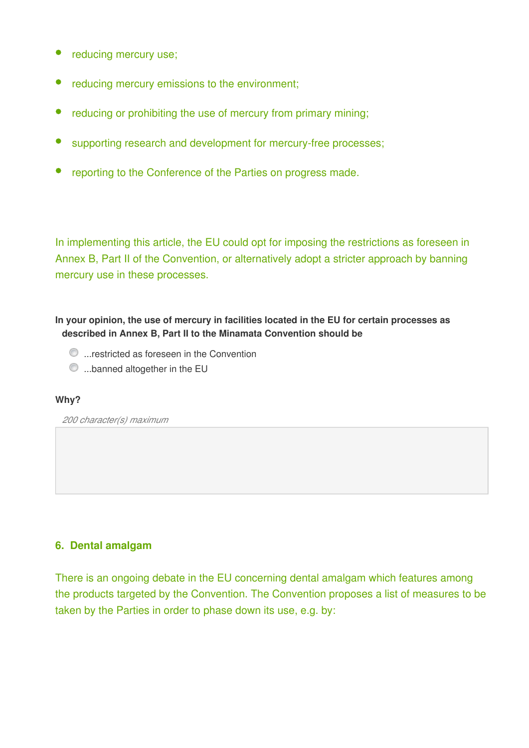- reducing mercury use;
- reducing mercury emissions to the environment;
- reducing or prohibiting the use of mercury from primary mining;
- supporting research and development for mercury-free processes;
- reporting to the Conference of the Parties on progress made.

In implementing this article, the EU could opt for imposing the restrictions as foreseen in Annex B, Part II of the Convention, or alternatively adopt a stricter approach by banning mercury use in these processes.

**In your opinion, the use of mercury in facilities located in the EU for certain processes as described in Annex B, Part II to the Minamata Convention should be**

- ◯ ...restricted as foreseen in the Convention
- ◯ ...banned altogether in the EU

**Why?**

*200 character(s) maximum*

## 6. Dental amalgam

There is an ongoing debate in the EU concerning dental amalgam which features among the products targeted by the Convention. The Convention proposes a list of measures to be taken by the Parties in order to phase down its use, e.g. by: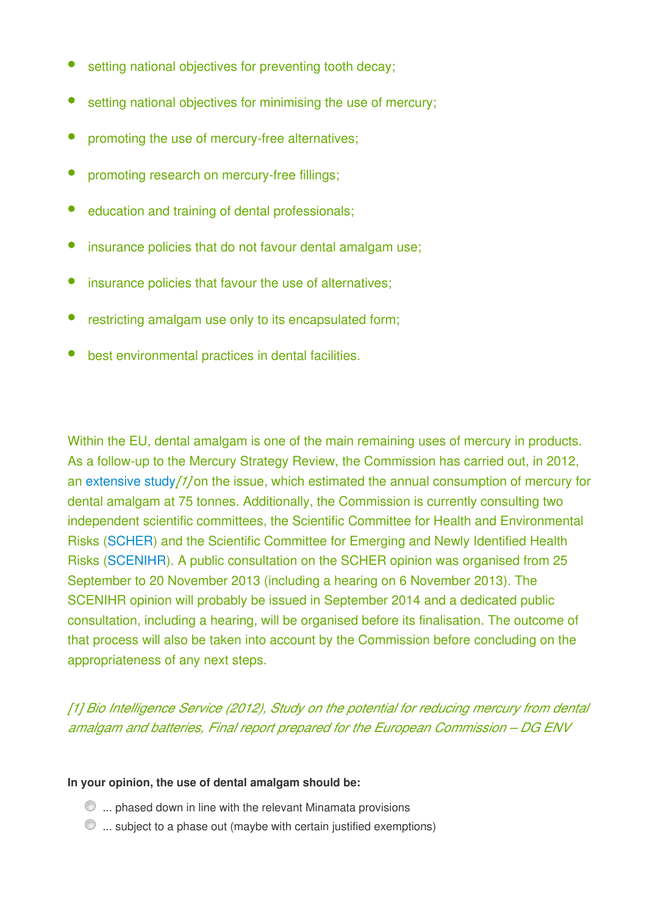- setting national objectives for preventing tooth decay;
- setting national objectives for minimising the use of mercury;
- promoting the use of mercury-free alternatives;
- promoting research on mercury-free fillings;
- education and training of dental professionals;
- insurance policies that do not favour dental amalgam use;
- insurance policies that favour the use of alternatives;
- restricting amalgam use only to its encapsulated form;
- best environmental practices in dental facilities.

Within the EU, dental amalgam is one of the main remaining uses of mercury in products. As a follow-up to the Mercury Strategy Review, the Commission has carried out, in 2012, an extensive study*[1]* on the issue, which estimated the annual consumption of mercury for dental amalgam at 75 tonnes. Additionally, the Commission is currently consulting two independent scientific committees, the Scientific Committee for Health and Environmental Risks (SCHER) and the Scientific Committee for Emerging and Newly Identified Health Risks (SCENIHR). A public consultation on the SCHER opinion was organised from 25 September to 20 November 2013 (including a hearing on 6 November 2013). The SCENIHR opinion will probably be issued in September 2014 and a dedicated public consultation, including a hearing, will be organised before its finalisation. The outcome of that process will also be taken into account by the Commission before concluding on the appropriateness of any next steps.

*[1] Bio Intelligence Service (2012), Study on the potential for reducing mercury from dental amalgam and batteries, Final report prepared for the European Commission – DG ENV*

**In your opinion, the use of dental amalgam should be:**

- ... phased down in line with the relevant Minamata provisions
- ... subject to a phase out (maybe with certain justified exemptions)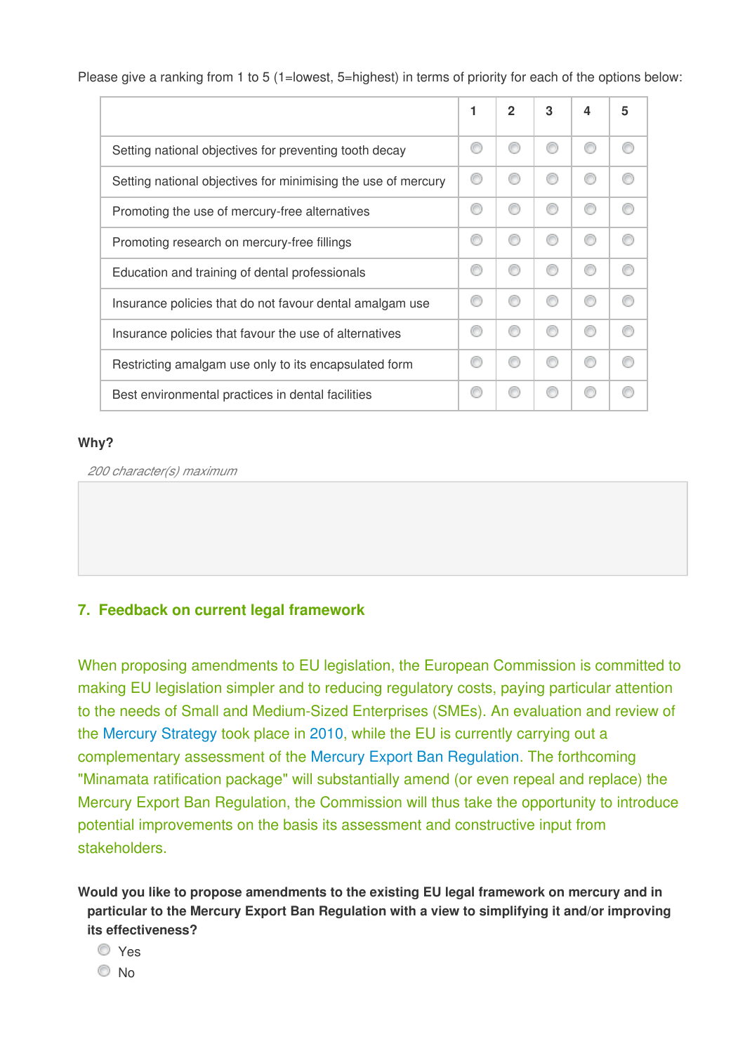Please give a ranking from 1 to 5 (1=lowest, 5=highest) in terms of priority for each of the options below:

| | 1 | 2 | 3 | 4 | 5 |
|---|---|---|---|---|---|
| Setting national objectives for preventing tooth decay | ○ | ○ | ○ | ○ | ○ |
| Setting national objectives for minimising the use of mercury | ○ | ○ | ○ | ○ | ○ |
| Promoting the use of mercury-free alternatives | ○ | ○ | ○ | ○ | ○ |
| Promoting research on mercury-free fillings | ○ | ○ | ○ | ○ | ○ |
| Education and training of dental professionals | ○ | ○ | ○ | ○ | ○ |
| Insurance policies that do not favour dental amalgam use | ○ | ○ | ○ | ○ | ○ |
| Insurance policies that favour the use of alternatives | ○ | ○ | ○ | ○ | ○ |
| Restricting amalgam use only to its encapsulated form | ○ | ○ | ○ | ○ | ○ |
| Best environmental practices in dental facilities | ○ | ○ | ○ | ○ | ○ |

**Why?**

*200 character(s) maximum*

## 7. Feedback on current legal framework

When proposing amendments to EU legislation, the European Commission is committed to making EU legislation simpler and to reducing regulatory costs, paying particular attention to the needs of Small and Medium-Sized Enterprises (SMEs). An evaluation and review of the Mercury Strategy took place in 2010, while the EU is currently carrying out a complementary assessment of the Mercury Export Ban Regulation. The forthcoming "Minamata ratification package" will substantially amend (or even repeal and replace) the Mercury Export Ban Regulation, the Commission will thus take the opportunity to introduce potential improvements on the basis its assessment and constructive input from stakeholders.

**Would you like to propose amendments to the existing EU legal framework on mercury and in particular to the Mercury Export Ban Regulation with a view to simplifying it and/or improving its effectiveness?**

- ○ Yes
- ○ No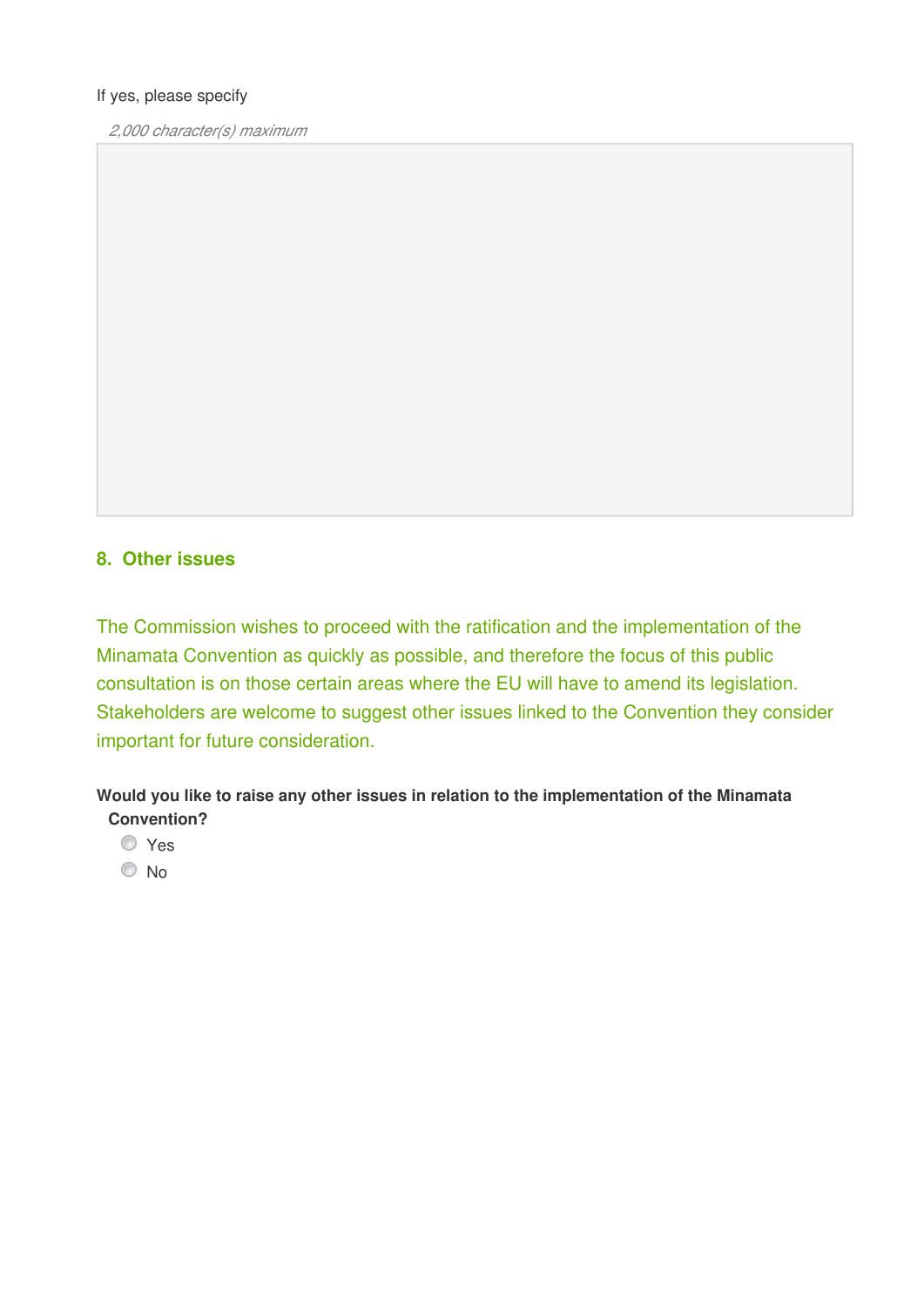If yes, please specify

*2,000 character(s) maximum*

## 8. Other issues

The Commission wishes to proceed with the ratification and the implementation of the Minamata Convention as quickly as possible, and therefore the focus of this public consultation is on those certain areas where the EU will have to amend its legislation. Stakeholders are welcome to suggest other issues linked to the Convention they consider important for future consideration.

**Would you like to raise any other issues in relation to the implementation of the Minamata Convention?**

- Yes
- No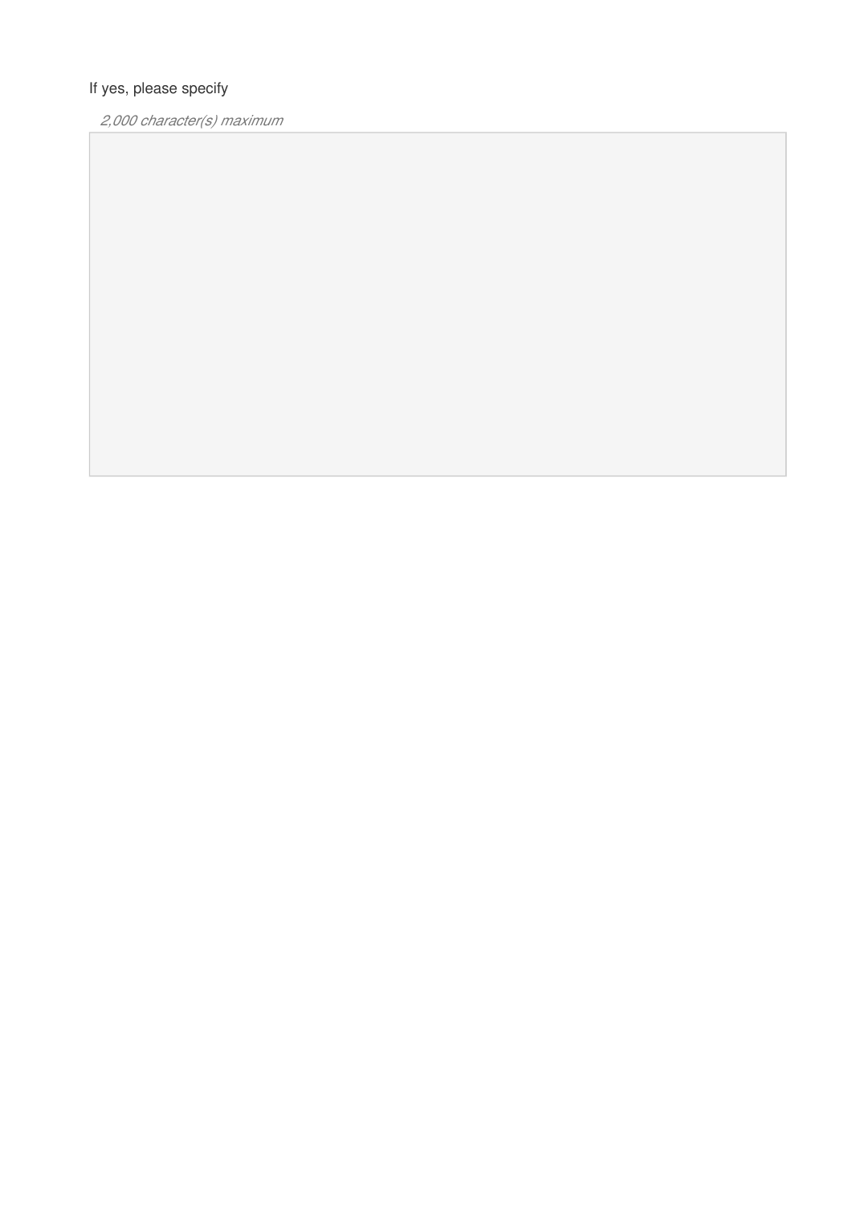If yes, please specify

*2,000 character(s) maximum*